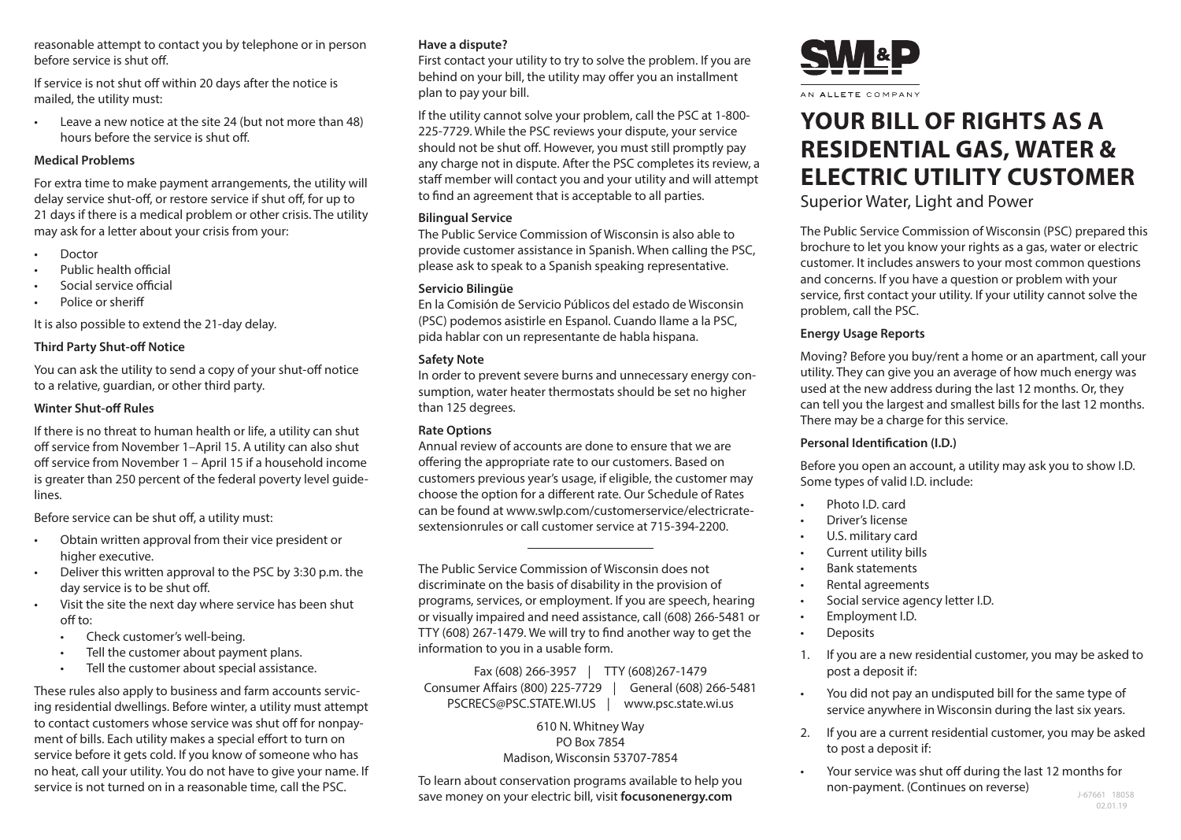reasonable attempt to contact you by telephone or in person before service is shut off.

If service is not shut off within 20 days after the notice is mailed, the utility must:

- Leave a new notice at the site 24 (but not more than 48) hours before the service is shut off.

**Medical Problems**

For extra time to make payment arrangements, the utility will delay service shut-off, or restore service if shut off, for up to 21 days if there is a medical problem or other crisis. The utility may ask for a letter about your crisis from your:

- Doctor
- Public health official
- Social service official
- Police or sheriff

It is also possible to extend the 21-day delay.

**Third Party Shut-off Notice**

You can ask the utility to send a copy of your shut-off notice to a relative, guardian, or other third party.

**Winter Shut-off Rules**

If there is no threat to human health or life, a utility can shut off service from November 1–April 15. A utility can also shut off service from November 1 – April 15 if a household income is greater than 250 percent of the federal poverty level guidelines.

Before service can be shut off, a utility must:

- Obtain written approval from their vice president or higher executive.
- Deliver this written approval to the PSC by 3:30 p.m. the day service is to be shut off.
- Visit the site the next day where service has been shut off to:
  - Check customer's well-being.
  - Tell the customer about payment plans.
  - Tell the customer about special assistance.

These rules also apply to business and farm accounts servicing residential dwellings. Before winter, a utility must attempt to contact customers whose service was shut off for nonpayment of bills. Each utility makes a special effort to turn on service before it gets cold. If you know of someone who has no heat, call your utility. You do not have to give your name. If service is not turned on in a reasonable time, call the PSC.

**Have a dispute?**

First contact your utility to try to solve the problem. If you are behind on your bill, the utility may offer you an installment plan to pay your bill.

If the utility cannot solve your problem, call the PSC at 1-800-225-7729. While the PSC reviews your dispute, your service should not be shut off. However, you must still promptly pay any charge not in dispute. After the PSC completes its review, a staff member will contact you and your utility and will attempt to find an agreement that is acceptable to all parties.

**Bilingual Service**

The Public Service Commission of Wisconsin is also able to provide customer assistance in Spanish. When calling the PSC, please ask to speak to a Spanish speaking representative.

**Servicio Bilingüe**

En la Comisión de Servicio Públicos del estado de Wisconsin (PSC) podemos asistirle en Espanol. Cuando llame a la PSC, pida hablar con un representante de habla hispana.

**Safety Note**

In order to prevent severe burns and unnecessary energy consumption, water heater thermostats should be set no higher than 125 degrees.

**Rate Options**

Annual review of accounts are done to ensure that we are offering the appropriate rate to our customers. Based on customers previous year's usage, if eligible, the customer may choose the option for a different rate. Our Schedule of Rates can be found at www.swlp.com/customerservice/electricratesextensionrules or call customer service at 715-394-2200.

---

The Public Service Commission of Wisconsin does not discriminate on the basis of disability in the provision of programs, services, or employment. If you are speech, hearing or visually impaired and need assistance, call (608) 266-5481 or TTY (608) 267-1479. We will try to find another way to get the information to you in a usable form.

Fax (608) 266-3957 | TTY (608)267-1479
Consumer Affairs (800) 225-7729 | General (608) 266-5481
PSCRECS@PSC.STATE.WI.US | www.psc.state.wi.us

610 N. Whitney Way
PO Box 7854
Madison, Wisconsin 53707-7854

To learn about conservation programs available to help you save money on your electric bill, visit **focusonenergy.com**

SWL&P
AN ALLETE COMPANY

# YOUR BILL OF RIGHTS AS A RESIDENTIAL GAS, WATER & ELECTRIC UTILITY CUSTOMER

Superior Water, Light and Power

The Public Service Commission of Wisconsin (PSC) prepared this brochure to let you know your rights as a gas, water or electric customer. It includes answers to your most common questions and concerns. If you have a question or problem with your service, first contact your utility. If your utility cannot solve the problem, call the PSC.

**Energy Usage Reports**

Moving? Before you buy/rent a home or an apartment, call your utility. They can give you an average of how much energy was used at the new address during the last 12 months. Or, they can tell you the largest and smallest bills for the last 12 months. There may be a charge for this service.

**Personal Identification (I.D.)**

Before you open an account, a utility may ask you to show I.D. Some types of valid I.D. include:

- Photo I.D. card
- Driver's license
- U.S. military card
- Current utility bills
- Bank statements
- Rental agreements
- Social service agency letter I.D.
- Employment I.D.
- Deposits

1. If you are a new residential customer, you may be asked to post a deposit if:

- You did not pay an undisputed bill for the same type of service anywhere in Wisconsin during the last six years.

2. If you are a current residential customer, you may be asked to post a deposit if:

- Your service was shut off during the last 12 months for non-payment. (Continues on reverse)

J-67661 18058
02.01.19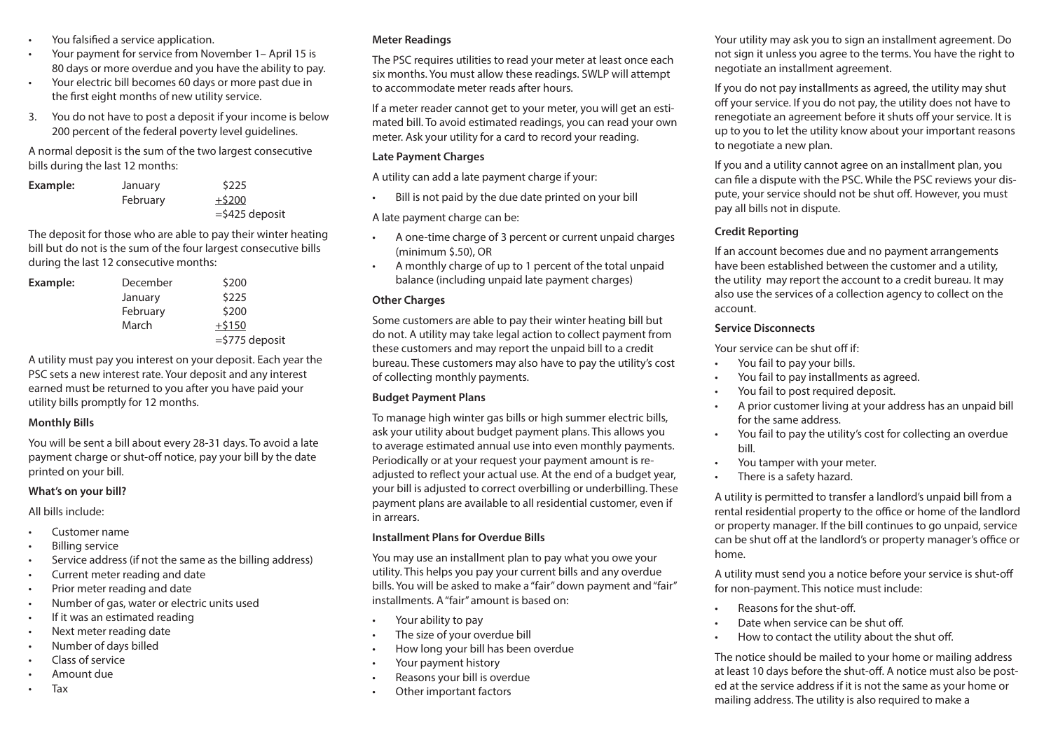- You falsified a service application.
- Your payment for service from November 1– April 15 is 80 days or more overdue and you have the ability to pay.
- Your electric bill becomes 60 days or more past due in the first eight months of new utility service.

3. You do not have to post a deposit if your income is below 200 percent of the federal poverty level guidelines.

A normal deposit is the sum of the two largest consecutive bills during the last 12 months:

| | | |
|---|---|---|
| **Example:** | January | $225 |
| | February | +$200 |
| | | =$425 deposit |

The deposit for those who are able to pay their winter heating bill but do not is the sum of the four largest consecutive bills during the last 12 consecutive months:

| | | |
|---|---|---|
| **Example:** | December | $200 |
| | January | $225 |
| | February | $200 |
| | March | +$150 |
| | | =$775 deposit |

A utility must pay you interest on your deposit. Each year the PSC sets a new interest rate. Your deposit and any interest earned must be returned to you after you have paid your utility bills promptly for 12 months.

**Monthly Bills**

You will be sent a bill about every 28-31 days. To avoid a late payment charge or shut-off notice, pay your bill by the date printed on your bill.

**What's on your bill?**

All bills include:

- Customer name
- Billing service
- Service address (if not the same as the billing address)
- Current meter reading and date
- Prior meter reading and date
- Number of gas, water or electric units used
- If it was an estimated reading
- Next meter reading date
- Number of days billed
- Class of service
- Amount due
- Tax

**Meter Readings**

The PSC requires utilities to read your meter at least once each six months. You must allow these readings. SWLP will attempt to accommodate meter reads after hours.

If a meter reader cannot get to your meter, you will get an estimated bill. To avoid estimated readings, you can read your own meter. Ask your utility for a card to record your reading.

**Late Payment Charges**

A utility can add a late payment charge if your:

- Bill is not paid by the due date printed on your bill

A late payment charge can be:

- A one-time charge of 3 percent or current unpaid charges (minimum $.50), OR
- A monthly charge of up to 1 percent of the total unpaid balance (including unpaid late payment charges)

**Other Charges**

Some customers are able to pay their winter heating bill but do not. A utility may take legal action to collect payment from these customers and may report the unpaid bill to a credit bureau. These customers may also have to pay the utility's cost of collecting monthly payments.

**Budget Payment Plans**

To manage high winter gas bills or high summer electric bills, ask your utility about budget payment plans. This allows you to average estimated annual use into even monthly payments. Periodically or at your request your payment amount is re-adjusted to reflect your actual use. At the end of a budget year, your bill is adjusted to correct overbilling or underbilling. These payment plans are available to all residential customer, even if in arrears.

**Installment Plans for Overdue Bills**

You may use an installment plan to pay what you owe your utility. This helps you pay your current bills and any overdue bills. You will be asked to make a "fair" down payment and "fair" installments. A "fair" amount is based on:

- Your ability to pay
- The size of your overdue bill
- How long your bill has been overdue
- Your payment history
- Reasons your bill is overdue
- Other important factors

Your utility may ask you to sign an installment agreement. Do not sign it unless you agree to the terms. You have the right to negotiate an installment agreement.

If you do not pay installments as agreed, the utility may shut off your service. If you do not pay, the utility does not have to renegotiate an agreement before it shuts off your service. It is up to you to let the utility know about your important reasons to negotiate a new plan.

If you and a utility cannot agree on an installment plan, you can file a dispute with the PSC. While the PSC reviews your dispute, your service should not be shut off. However, you must pay all bills not in dispute.

**Credit Reporting**

If an account becomes due and no payment arrangements have been established between the customer and a utility, the utility may report the account to a credit bureau. It may also use the services of a collection agency to collect on the account.

**Service Disconnects**

Your service can be shut off if:

- You fail to pay your bills.
- You fail to pay installments as agreed.
- You fail to post required deposit.
- A prior customer living at your address has an unpaid bill for the same address.
- You fail to pay the utility's cost for collecting an overdue bill.
- You tamper with your meter.
- There is a safety hazard.

A utility is permitted to transfer a landlord's unpaid bill from a rental residential property to the office or home of the landlord or property manager. If the bill continues to go unpaid, service can be shut off at the landlord's or property manager's office or home.

A utility must send you a notice before your service is shut-off for non-payment. This notice must include:

- Reasons for the shut-off.
- Date when service can be shut off.
- How to contact the utility about the shut off.

The notice should be mailed to your home or mailing address at least 10 days before the shut-off. A notice must also be posted at the service address if it is not the same as your home or mailing address. The utility is also required to make a